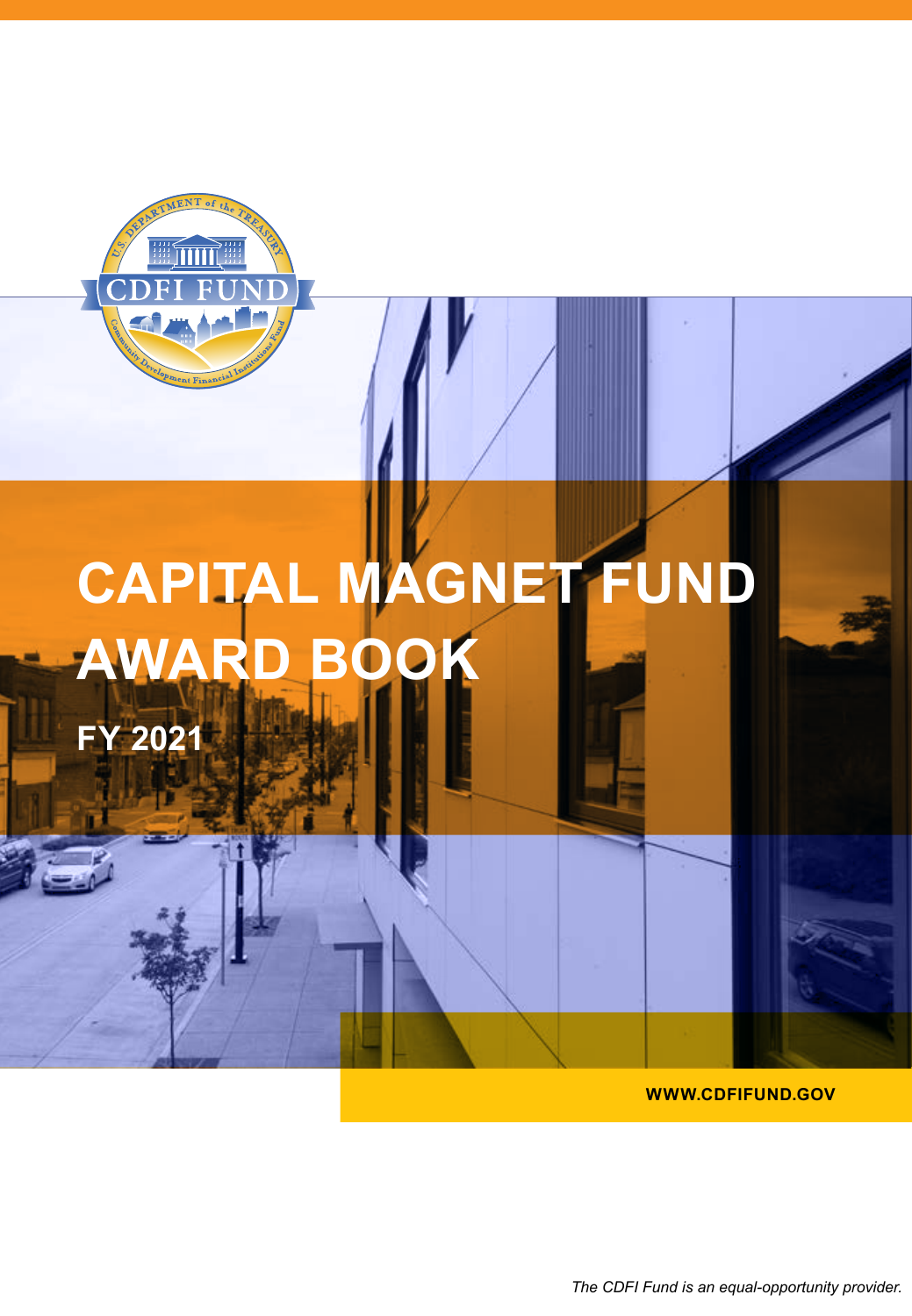# CAPITAL MAGNET FUND AWARD BOOK

## FY 2021

WWW.CDFIFUND.GOV

*The CDFI Fund is an equal-opportunity provider.*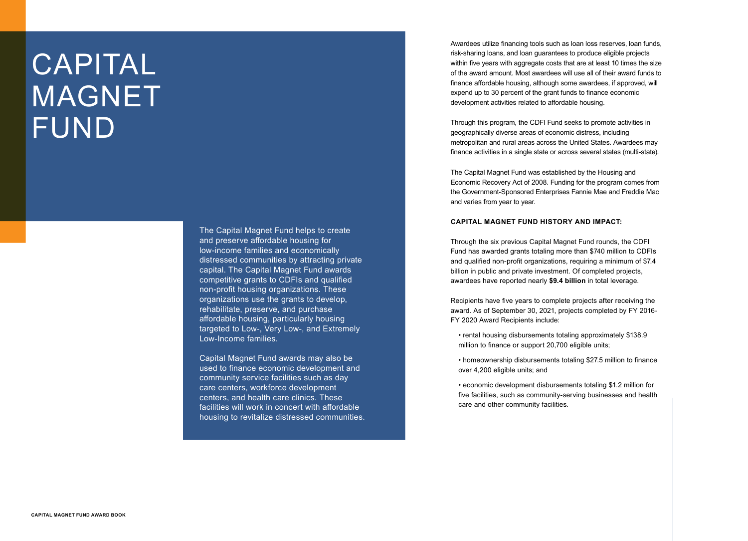# CAPITAL MAGNET FUND

The Capital Magnet Fund helps to create and preserve affordable housing for low-income families and economically distressed communities by attracting private capital. The Capital Magnet Fund awards competitive grants to CDFIs and qualified non-profit housing organizations. These organizations use the grants to develop, rehabilitate, preserve, and purchase affordable housing, particularly housing targeted to Low-, Very Low-, and Extremely Low-Income families.

Capital Magnet Fund awards may also be used to finance economic development and community service facilities such as day care centers, workforce development centers, and health care clinics. These facilities will work in concert with affordable housing to revitalize distressed communities.

Awardees utilize financing tools such as loan loss reserves, loan funds, risk-sharing loans, and loan guarantees to produce eligible projects within five years with aggregate costs that are at least 10 times the size of the award amount. Most awardees will use all of their award funds to finance affordable housing, although some awardees, if approved, will expend up to 30 percent of the grant funds to finance economic development activities related to affordable housing.

Through this program, the CDFI Fund seeks to promote activities in geographically diverse areas of economic distress, including metropolitan and rural areas across the United States. Awardees may finance activities in a single state or across several states (multi-state).

The Capital Magnet Fund was established by the Housing and Economic Recovery Act of 2008. Funding for the program comes from the Government-Sponsored Enterprises Fannie Mae and Freddie Mac and varies from year to year.

**CAPITAL MAGNET FUND HISTORY AND IMPACT:**

Through the six previous Capital Magnet Fund rounds, the CDFI Fund has awarded grants totaling more than $740 million to CDFIs and qualified non-profit organizations, requiring a minimum of $7.4 billion in public and private investment. Of completed projects, awardees have reported nearly **$9.4 billion** in total leverage.

Recipients have five years to complete projects after receiving the award. As of September 30, 2021, projects completed by FY 2016-FY 2020 Award Recipients include:

- rental housing disbursements totaling approximately $138.9 million to finance or support 20,700 eligible units;
- homeownership disbursements totaling $27.5 million to finance over 4,200 eligible units; and
- economic development disbursements totaling $1.2 million for five facilities, such as community-serving businesses and health care and other community facilities.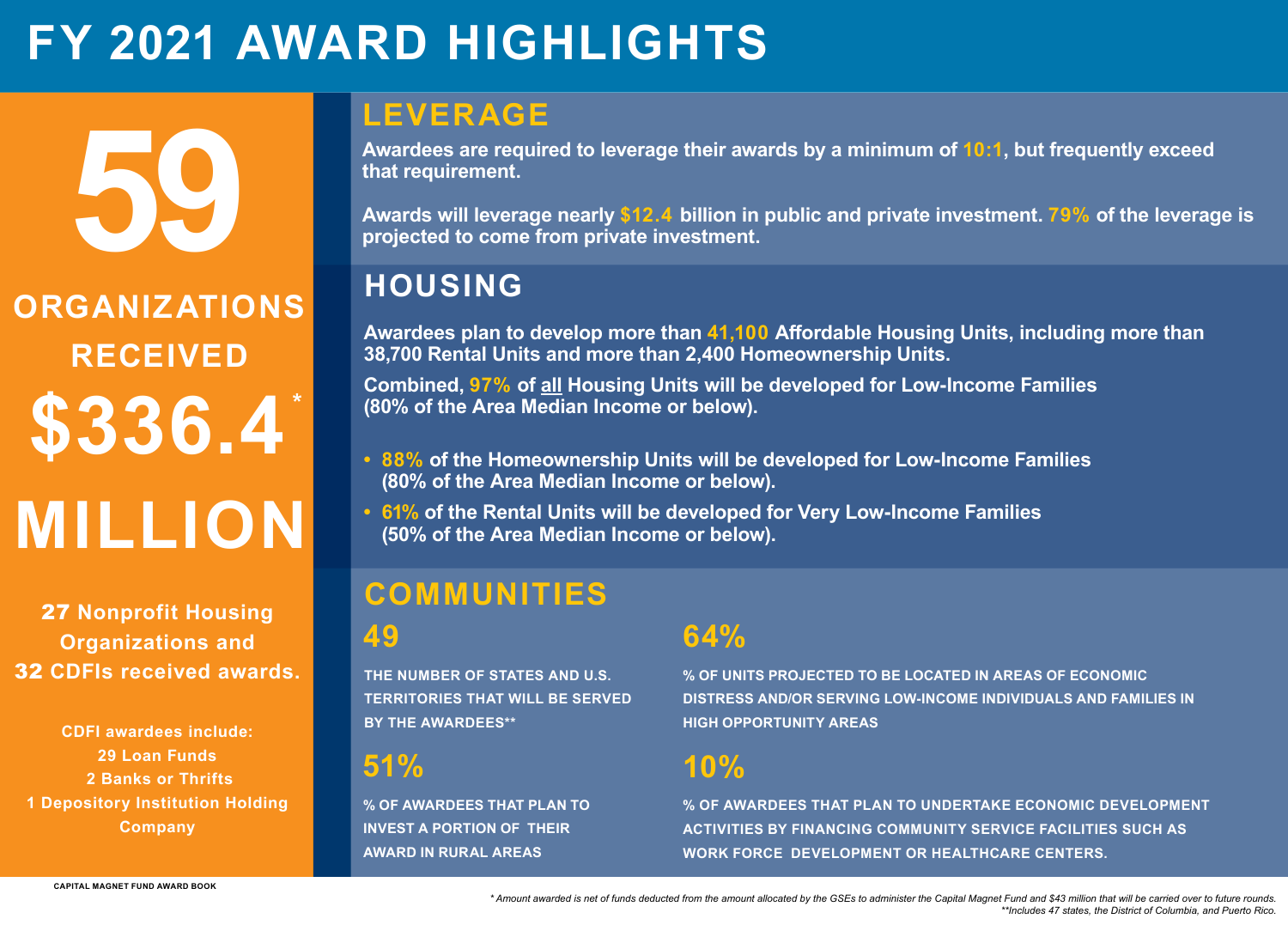# FY 2021 AWARD HIGHLIGHTS

**59**

**ORGANIZATIONS RECEIVED**

**$336.4* MILLION**

**27** Nonprofit Housing Organizations and **32** CDFIs received awards.

CDFI awardees include:
29 Loan Funds
2 Banks or Thrifts
1 Depository Institution Holding Company

## LEVERAGE

**Awardees are required to leverage their awards by a minimum of 10:1, but frequently exceed that requirement.**

**Awards will leverage nearly $12.4 billion in public and private investment. 79% of the leverage is projected to come from private investment.**

## HOUSING

**Awardees plan to develop more than 41,100 Affordable Housing Units, including more than 38,700 Rental Units and more than 2,400 Homeownership Units.**

**Combined, 97% of all Housing Units will be developed for Low-Income Families (80% of the Area Median Income or below).**

- **88% of the Homeownership Units will be developed for Low-Income Families (80% of the Area Median Income or below).**
- **61% of the Rental Units will be developed for Very Low-Income Families (50% of the Area Median Income or below).**

## COMMUNITIES

**49**

THE NUMBER OF STATES AND U.S. TERRITORIES THAT WILL BE SERVED BY THE AWARDEES**

**64%**

% OF UNITS PROJECTED TO BE LOCATED IN AREAS OF ECONOMIC DISTRESS AND/OR SERVING LOW-INCOME INDIVIDUALS AND FAMILIES IN HIGH OPPORTUNITY AREAS

**51%**

% OF AWARDEES THAT PLAN TO INVEST A PORTION OF THEIR AWARD IN RURAL AREAS

**10%**

% OF AWARDEES THAT PLAN TO UNDERTAKE ECONOMIC DEVELOPMENT ACTIVITIES BY FINANCING COMMUNITY SERVICE FACILITIES SUCH AS WORK FORCE DEVELOPMENT OR HEALTHCARE CENTERS.

*\* Amount awarded is net of funds deducted from the amount allocated by the GSEs to administer the Capital Magnet Fund and $43 million that will be carried over to future rounds.*
*\*\*Includes 47 states, the District of Columbia, and Puerto Rico.*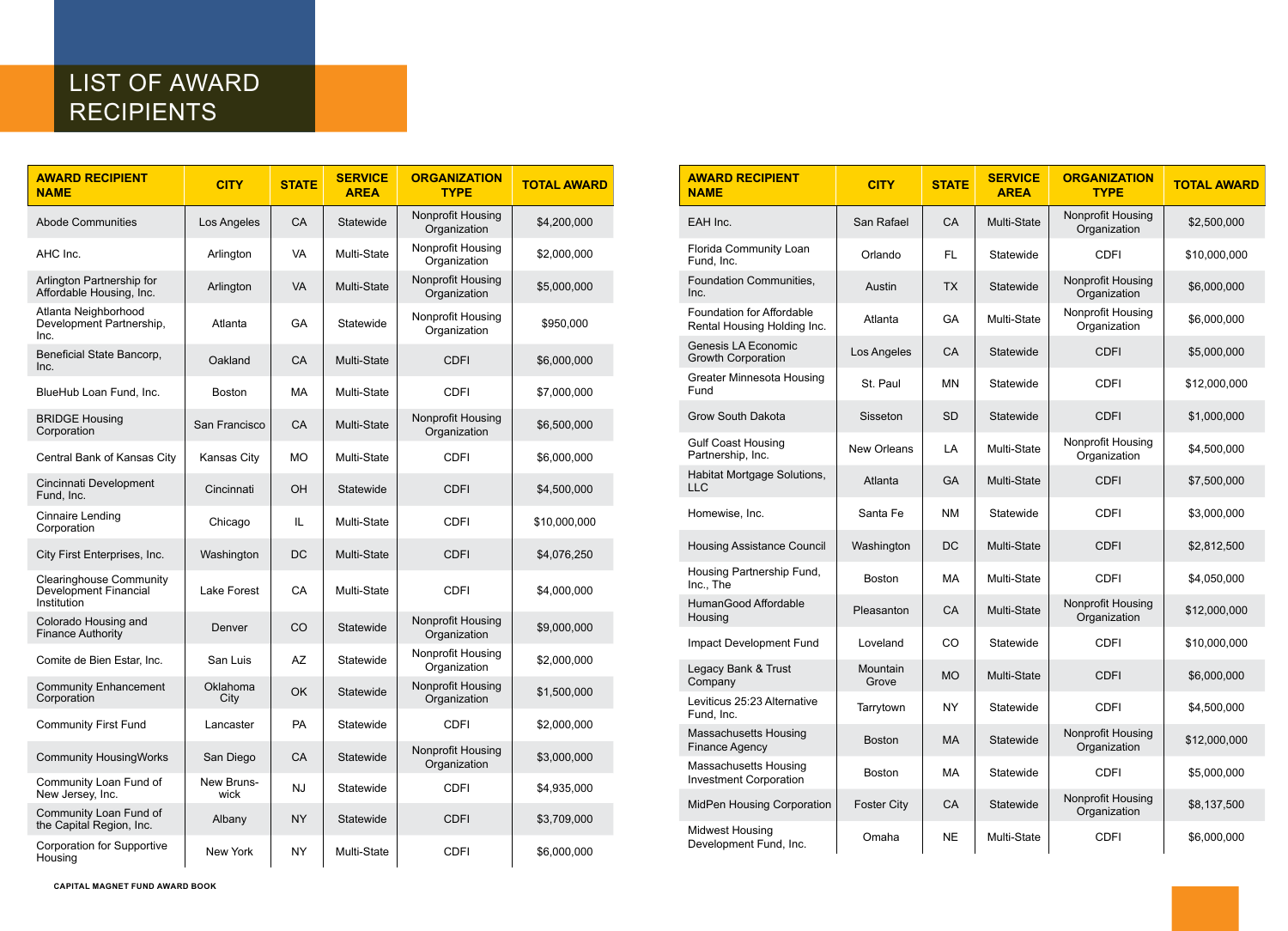# LIST OF AWARD RECIPIENTS

| AWARD RECIPIENT NAME | CITY | STATE | SERVICE AREA | ORGANIZATION TYPE | TOTAL AWARD |
|---|---|---|---|---|---|
| Abode Communities | Los Angeles | CA | Statewide | Nonprofit Housing Organization | $4,200,000 |
| AHC Inc. | Arlington | VA | Multi-State | Nonprofit Housing Organization | $2,000,000 |
| Arlington Partnership for Affordable Housing, Inc. | Arlington | VA | Multi-State | Nonprofit Housing Organization | $5,000,000 |
| Atlanta Neighborhood Development Partnership, Inc. | Atlanta | GA | Statewide | Nonprofit Housing Organization | $950,000 |
| Beneficial State Bancorp, Inc. | Oakland | CA | Multi-State | CDFI | $6,000,000 |
| BlueHub Loan Fund, Inc. | Boston | MA | Multi-State | CDFI | $7,000,000 |
| BRIDGE Housing Corporation | San Francisco | CA | Multi-State | Nonprofit Housing Organization | $6,500,000 |
| Central Bank of Kansas City | Kansas City | MO | Multi-State | CDFI | $6,000,000 |
| Cincinnati Development Fund, Inc. | Cincinnati | OH | Statewide | CDFI | $4,500,000 |
| Cinnaire Lending Corporation | Chicago | IL | Multi-State | CDFI | $10,000,000 |
| City First Enterprises, Inc. | Washington | DC | Multi-State | CDFI | $4,076,250 |
| Clearinghouse Community Development Financial Institution | Lake Forest | CA | Multi-State | CDFI | $4,000,000 |
| Colorado Housing and Finance Authority | Denver | CO | Statewide | Nonprofit Housing Organization | $9,000,000 |
| Comite de Bien Estar, Inc. | San Luis | AZ | Statewide | Nonprofit Housing Organization | $2,000,000 |
| Community Enhancement Corporation | Oklahoma City | OK | Statewide | Nonprofit Housing Organization | $1,500,000 |
| Community First Fund | Lancaster | PA | Statewide | CDFI | $2,000,000 |
| Community HousingWorks | San Diego | CA | Statewide | Nonprofit Housing Organization | $3,000,000 |
| Community Loan Fund of New Jersey, Inc. | New Brunswick | NJ | Statewide | CDFI | $4,935,000 |
| Community Loan Fund of the Capital Region, Inc. | Albany | NY | Statewide | CDFI | $3,709,000 |
| Corporation for Supportive Housing | New York | NY | Multi-State | CDFI | $6,000,000 |
| EAH Inc. | San Rafael | CA | Multi-State | Nonprofit Housing Organization | $2,500,000 |
| Florida Community Loan Fund, Inc. | Orlando | FL | Statewide | CDFI | $10,000,000 |
| Foundation Communities, Inc. | Austin | TX | Statewide | Nonprofit Housing Organization | $6,000,000 |
| Foundation for Affordable Rental Housing Holding Inc. | Atlanta | GA | Multi-State | Nonprofit Housing Organization | $6,000,000 |
| Genesis LA Economic Growth Corporation | Los Angeles | CA | Statewide | CDFI | $5,000,000 |
| Greater Minnesota Housing Fund | St. Paul | MN | Statewide | CDFI | $12,000,000 |
| Grow South Dakota | Sisseton | SD | Statewide | CDFI | $1,000,000 |
| Gulf Coast Housing Partnership, Inc. | New Orleans | LA | Multi-State | Nonprofit Housing Organization | $4,500,000 |
| Habitat Mortgage Solutions, LLC | Atlanta | GA | Multi-State | CDFI | $7,500,000 |
| Homewise, Inc. | Santa Fe | NM | Statewide | CDFI | $3,000,000 |
| Housing Assistance Council | Washington | DC | Multi-State | CDFI | $2,812,500 |
| Housing Partnership Fund, Inc., The | Boston | MA | Multi-State | CDFI | $4,050,000 |
| HumanGood Affordable Housing | Pleasanton | CA | Multi-State | Nonprofit Housing Organization | $12,000,000 |
| Impact Development Fund | Loveland | CO | Statewide | CDFI | $10,000,000 |
| Legacy Bank & Trust Company | Mountain Grove | MO | Multi-State | CDFI | $6,000,000 |
| Leviticus 25:23 Alternative Fund, Inc. | Tarrytown | NY | Statewide | CDFI | $4,500,000 |
| Massachusetts Housing Finance Agency | Boston | MA | Statewide | Nonprofit Housing Organization | $12,000,000 |
| Massachusetts Housing Investment Corporation | Boston | MA | Statewide | CDFI | $5,000,000 |
| MidPen Housing Corporation | Foster City | CA | Statewide | Nonprofit Housing Organization | $8,137,500 |
| Midwest Housing Development Fund, Inc. | Omaha | NE | Multi-State | CDFI | $6,000,000 |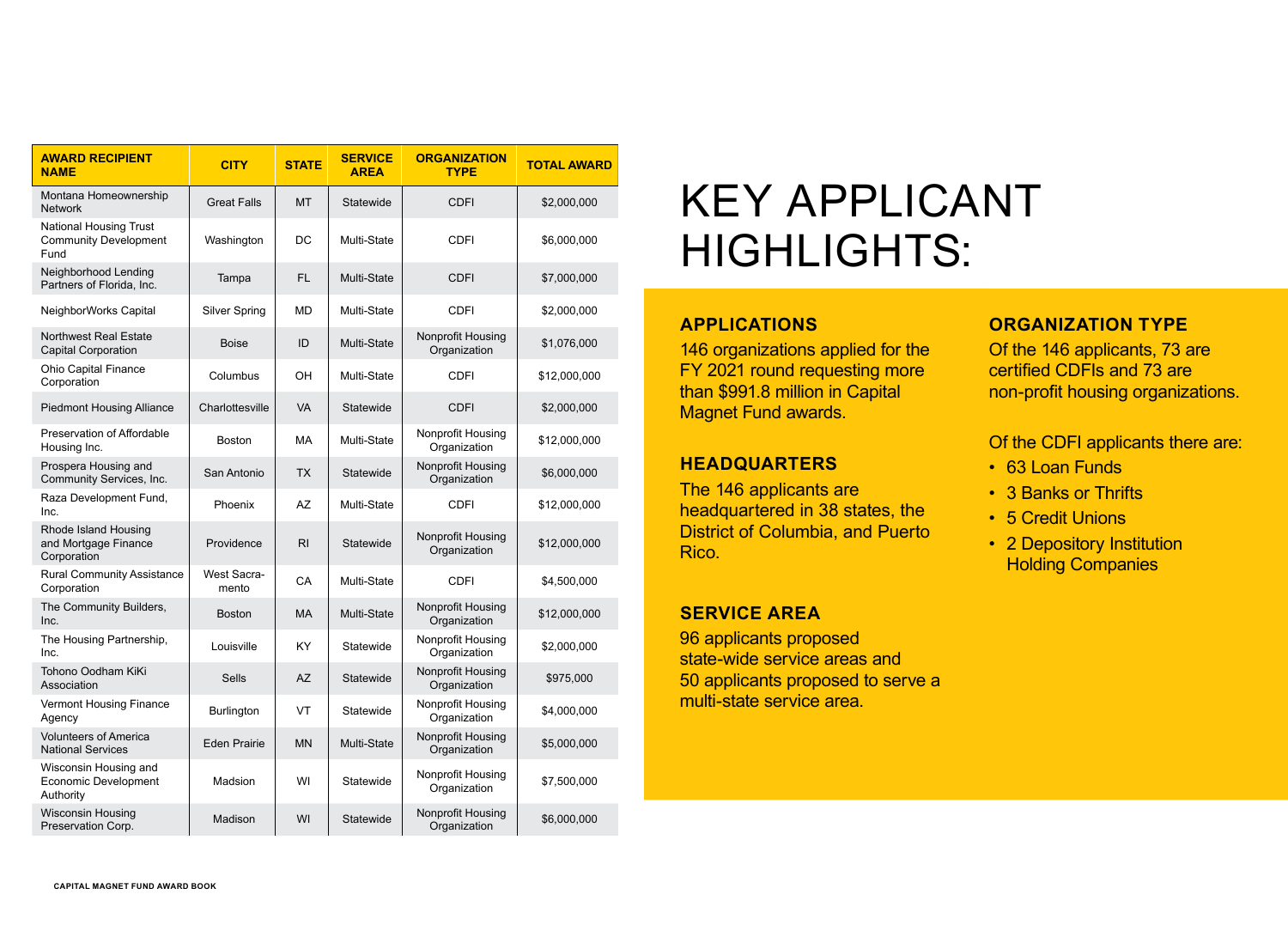| AWARD RECIPIENT NAME | CITY | STATE | SERVICE AREA | ORGANIZATION TYPE | TOTAL AWARD |
|---|---|---|---|---|---|
| Montana Homeownership Network | Great Falls | MT | Statewide | CDFI | $2,000,000 |
| National Housing Trust Community Development Fund | Washington | DC | Multi-State | CDFI | $6,000,000 |
| Neighborhood Lending Partners of Florida, Inc. | Tampa | FL | Multi-State | CDFI | $7,000,000 |
| NeighborWorks Capital | Silver Spring | MD | Multi-State | CDFI | $2,000,000 |
| Northwest Real Estate Capital Corporation | Boise | ID | Multi-State | Nonprofit Housing Organization | $1,076,000 |
| Ohio Capital Finance Corporation | Columbus | OH | Multi-State | CDFI | $12,000,000 |
| Piedmont Housing Alliance | Charlottesville | VA | Statewide | CDFI | $2,000,000 |
| Preservation of Affordable Housing Inc. | Boston | MA | Multi-State | Nonprofit Housing Organization | $12,000,000 |
| Prospera Housing and Community Services, Inc. | San Antonio | TX | Statewide | Nonprofit Housing Organization | $6,000,000 |
| Raza Development Fund, Inc. | Phoenix | AZ | Multi-State | CDFI | $12,000,000 |
| Rhode Island Housing and Mortgage Finance Corporation | Providence | RI | Statewide | Nonprofit Housing Organization | $12,000,000 |
| Rural Community Assistance Corporation | West Sacra-mento | CA | Multi-State | CDFI | $4,500,000 |
| The Community Builders, Inc. | Boston | MA | Multi-State | Nonprofit Housing Organization | $12,000,000 |
| The Housing Partnership, Inc. | Louisville | KY | Statewide | Nonprofit Housing Organization | $2,000,000 |
| Tohono Oodham KiKi Association | Sells | AZ | Statewide | Nonprofit Housing Organization | $975,000 |
| Vermont Housing Finance Agency | Burlington | VT | Statewide | Nonprofit Housing Organization | $4,000,000 |
| Volunteers of America National Services | Eden Prairie | MN | Multi-State | Nonprofit Housing Organization | $5,000,000 |
| Wisconsin Housing and Economic Development Authority | Madsion | WI | Statewide | Nonprofit Housing Organization | $7,500,000 |
| Wisconsin Housing Preservation Corp. | Madison | WI | Statewide | Nonprofit Housing Organization | $6,000,000 |

# KEY APPLICANT HIGHLIGHTS:

### APPLICATIONS

146 organizations applied for the FY 2021 round requesting more than $991.8 million in Capital Magnet Fund awards.

### HEADQUARTERS

The 146 applicants are headquartered in 38 states, the District of Columbia, and Puerto Rico.

### SERVICE AREA

96 applicants proposed state-wide service areas and 50 applicants proposed to serve a multi-state service area.

### ORGANIZATION TYPE

Of the 146 applicants, 73 are certified CDFIs and 73 are non-profit housing organizations.

Of the CDFI applicants there are:

- 63 Loan Funds
- 3 Banks or Thrifts
- 5 Credit Unions
- 2 Depository Institution Holding Companies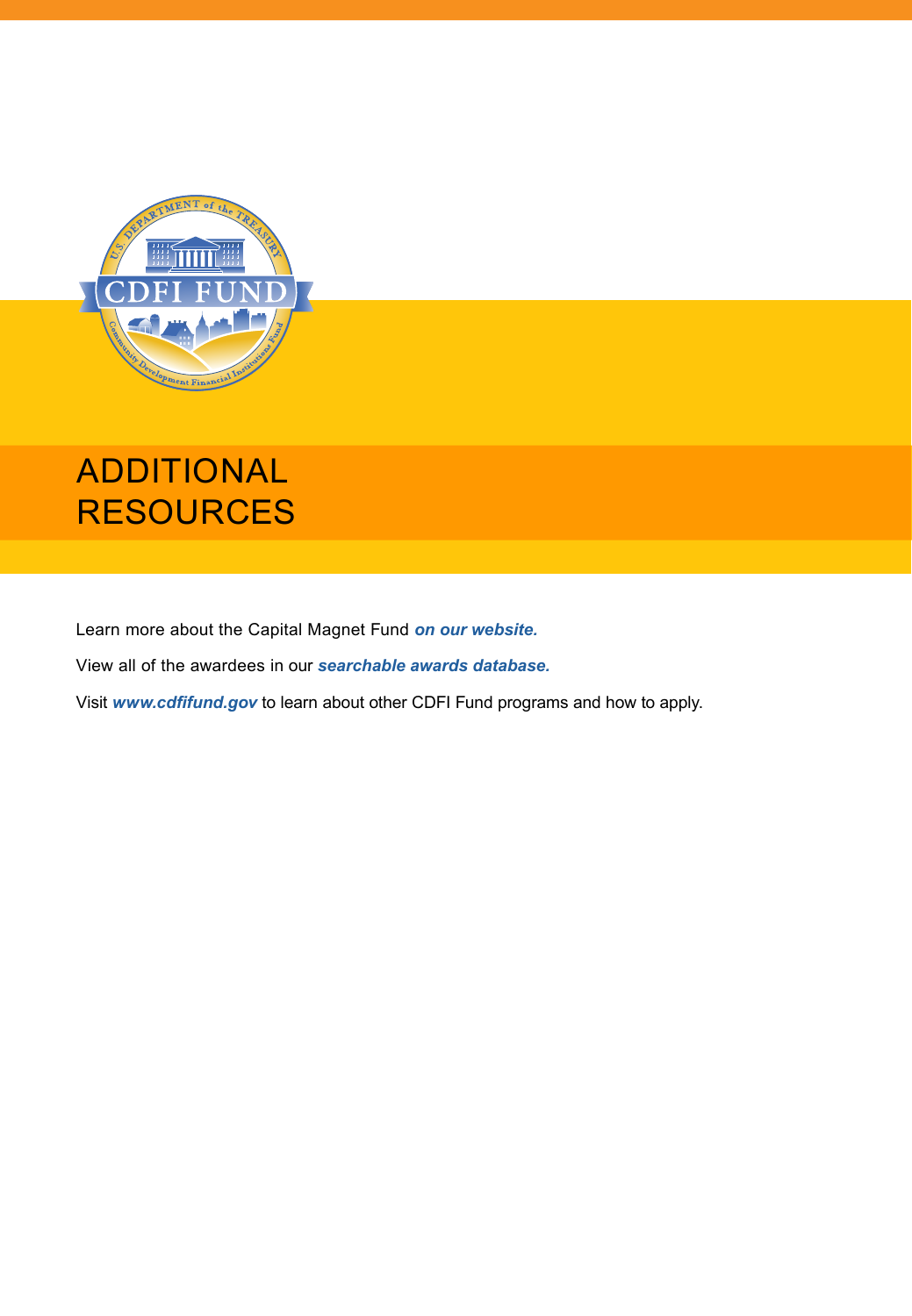# ADDITIONAL RESOURCES

Learn more about the Capital Magnet Fund ***on our website.***

View all of the awardees in our ***searchable awards database.***

Visit ***www.cdfifund.gov*** to learn about other CDFI Fund programs and how to apply.